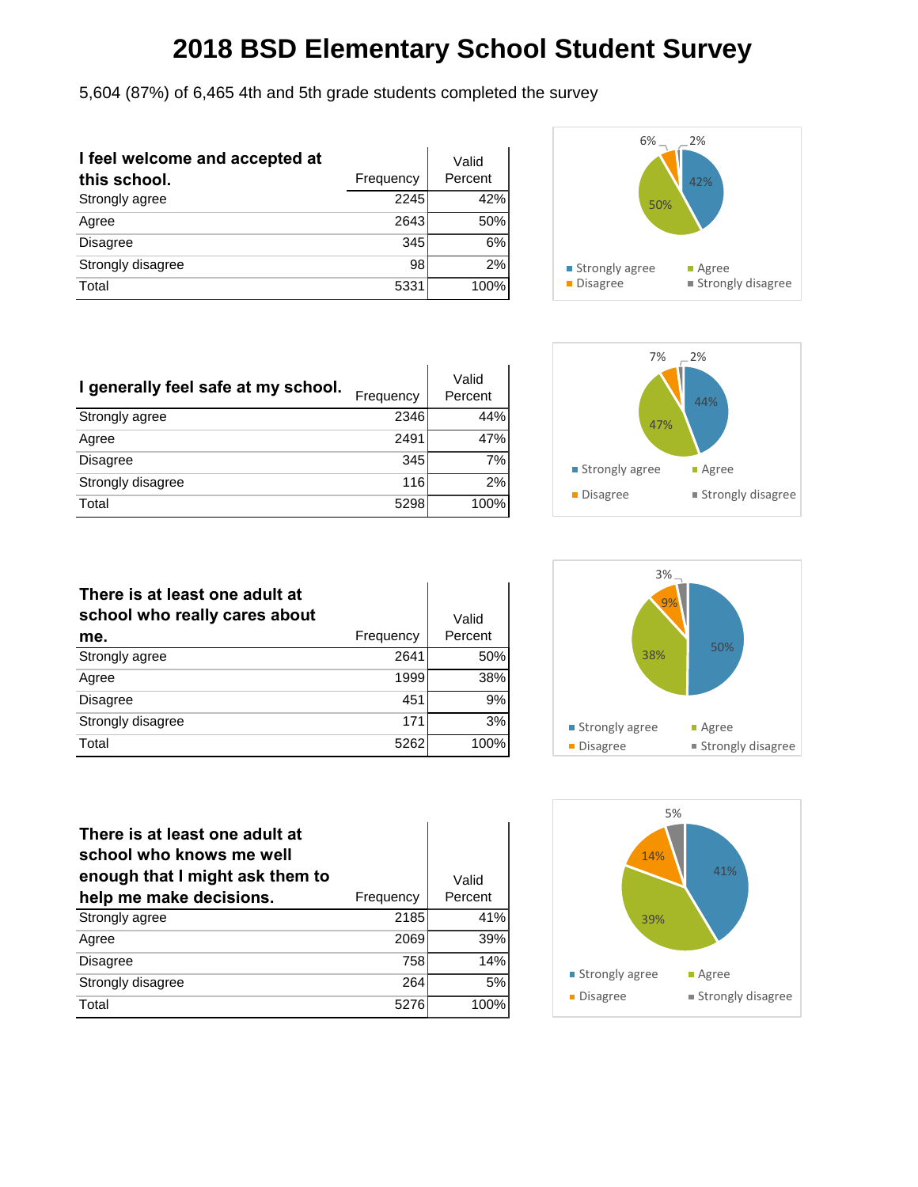# 2018 BSD Elementary School Student Survey

5,604 (87%) of 6,465 4th and 5th grade students completed the survey

| **I feel welcome and accepted at this school.** | Frequency | Valid Percent |
|---|---|---|
| Strongly agree | 2245 | 42% |
| Agree | 2643 | 50% |
| Disagree | 345 | 6% |
| Strongly disagree | 98 | 2% |
| Total | 5331 | 100% |

| **I generally feel safe at my school.** | Frequency | Valid Percent |
|---|---|---|
| Strongly agree | 2346 | 44% |
| Agree | 2491 | 47% |
| Disagree | 345 | 7% |
| Strongly disagree | 116 | 2% |
| Total | 5298 | 100% |

| **There is at least one adult at school who really cares about me.** | Frequency | Valid Percent |
|---|---|---|
| Strongly agree | 2641 | 50% |
| Agree | 1999 | 38% |
| Disagree | 451 | 9% |
| Strongly disagree | 171 | 3% |
| Total | 5262 | 100% |

| **There is at least one adult at school who knows me well enough that I might ask them to help me make decisions.** | Frequency | Valid Percent |
|---|---|---|
| Strongly agree | 2185 | 41% |
| Agree | 2069 | 39% |
| Disagree | 758 | 14% |
| Strongly disagree | 264 | 5% |
| Total | 5276 | 100% |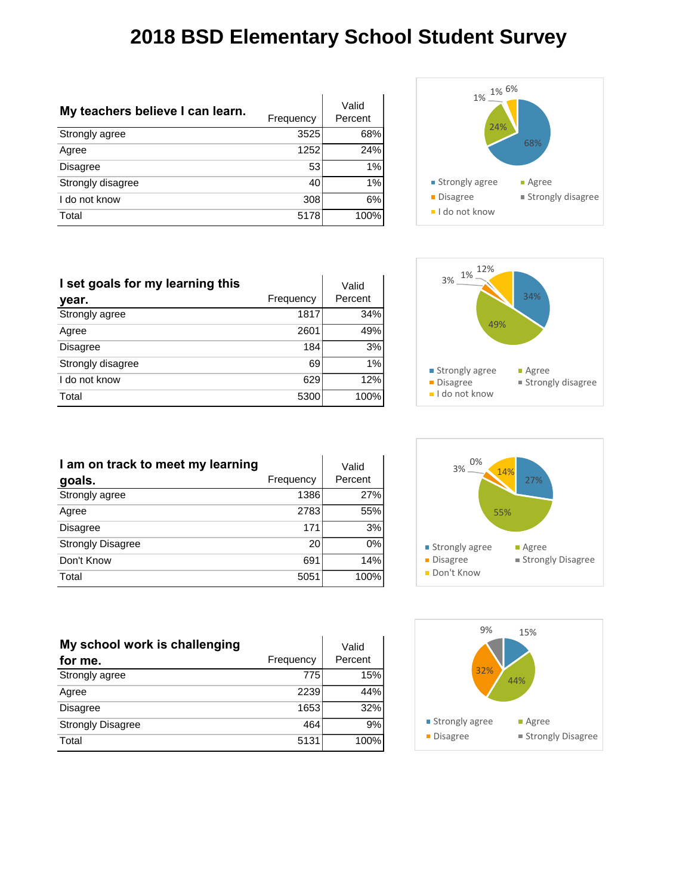# 2018 BSD Elementary School Student Survey

| My teachers believe I can learn. | Frequency | Valid Percent |
|---|---|---|
| Strongly agree | 3525 | 68% |
| Agree | 1252 | 24% |
| Disagree | 53 | 1% |
| Strongly disagree | 40 | 1% |
| I do not know | 308 | 6% |
| Total | 5178 | 100% |

| I set goals for my learning this year. | Frequency | Valid Percent |
|---|---|---|
| Strongly agree | 1817 | 34% |
| Agree | 2601 | 49% |
| Disagree | 184 | 3% |
| Strongly disagree | 69 | 1% |
| I do not know | 629 | 12% |
| Total | 5300 | 100% |

| I am on track to meet my learning goals. | Frequency | Valid Percent |
|---|---|---|
| Strongly agree | 1386 | 27% |
| Agree | 2783 | 55% |
| Disagree | 171 | 3% |
| Strongly Disagree | 20 | 0% |
| Don't Know | 691 | 14% |
| Total | 5051 | 100% |

| My school work is challenging for me. | Frequency | Valid Percent |
|---|---|---|
| Strongly agree | 775 | 15% |
| Agree | 2239 | 44% |
| Disagree | 1653 | 32% |
| Strongly Disagree | 464 | 9% |
| Total | 5131 | 100% |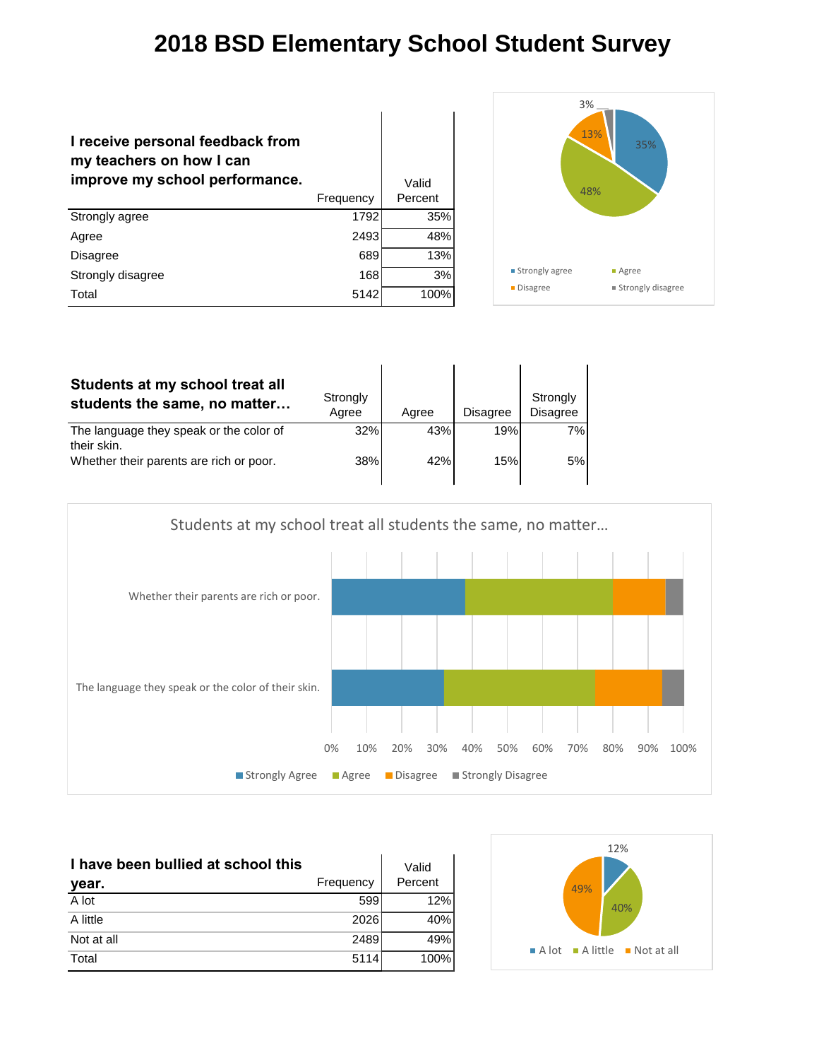# 2018 BSD Elementary School Student Survey

| I receive personal feedback from my teachers on how I can improve my school performance. | Frequency | Valid Percent |
|---|---|---|
| Strongly agree | 1792 | 35% |
| Agree | 2493 | 48% |
| Disagree | 689 | 13% |
| Strongly disagree | 168 | 3% |
| Total | 5142 | 100% |

| Students at my school treat all students the same, no matter… | Strongly Agree | Agree | Disagree | Strongly Disagree |
|---|---|---|---|---|
| The language they speak or the color of their skin. | 32% | 43% | 19% | 7% |
| Whether their parents are rich or poor. | 38% | 42% | 15% | 5% |

| I have been bullied at school this year. | Frequency | Valid Percent |
|---|---|---|
| A lot | 599 | 12% |
| A little | 2026 | 40% |
| Not at all | 2489 | 49% |
| Total | 5114 | 100% |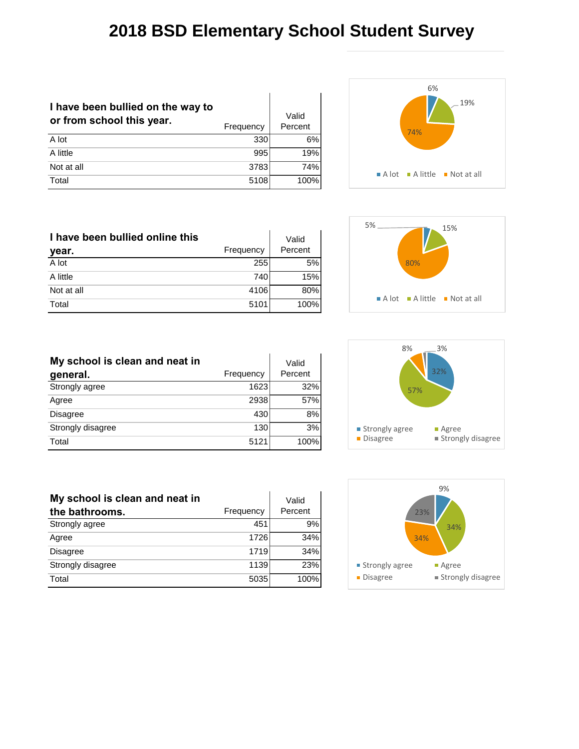# 2018 BSD Elementary School Student Survey

| I have been bullied on the way to or from school this year. | Frequency | Valid Percent |
|---|---|---|
| A lot | 330 | 6% |
| A little | 995 | 19% |
| Not at all | 3783 | 74% |
| Total | 5108 | 100% |

| I have been bullied online this year. | Frequency | Valid Percent |
|---|---|---|
| A lot | 255 | 5% |
| A little | 740 | 15% |
| Not at all | 4106 | 80% |
| Total | 5101 | 100% |

| My school is clean and neat in general. | Frequency | Valid Percent |
|---|---|---|
| Strongly agree | 1623 | 32% |
| Agree | 2938 | 57% |
| Disagree | 430 | 8% |
| Strongly disagree | 130 | 3% |
| Total | 5121 | 100% |

| My school is clean and neat in the bathrooms. | Frequency | Valid Percent |
|---|---|---|
| Strongly agree | 451 | 9% |
| Agree | 1726 | 34% |
| Disagree | 1719 | 34% |
| Strongly disagree | 1139 | 23% |
| Total | 5035 | 100% |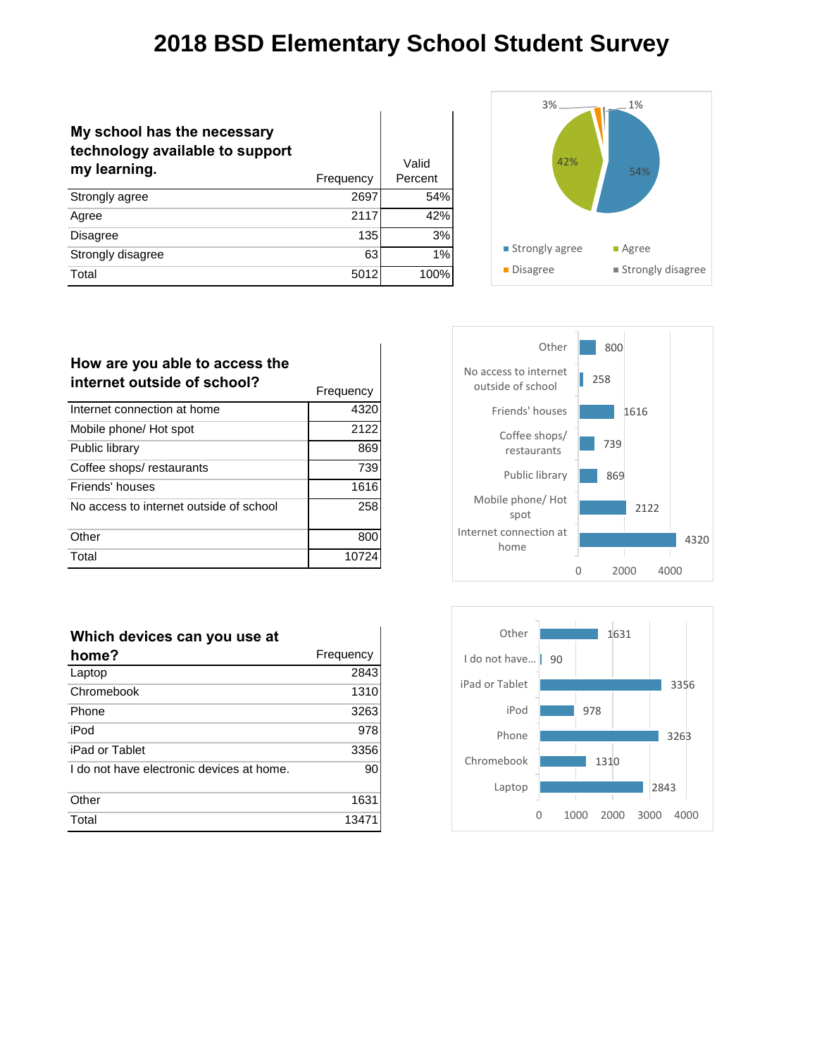# 2018 BSD Elementary School Student Survey

| My school has the necessary technology available to support my learning. | Frequency | Valid Percent |
|---|---|---|
| Strongly agree | 2697 | 54% |
| Agree | 2117 | 42% |
| Disagree | 135 | 3% |
| Strongly disagree | 63 | 1% |
| Total | 5012 | 100% |

| How are you able to access the internet outside of school? | Frequency |
|---|---|
| Internet connection at home | 4320 |
| Mobile phone/ Hot spot | 2122 |
| Public library | 869 |
| Coffee shops/ restaurants | 739 |
| Friends' houses | 1616 |
| No access to internet outside of school | 258 |
| Other | 800 |
| Total | 10724 |

| Which devices can you use at home? | Frequency |
|---|---|
| Laptop | 2843 |
| Chromebook | 1310 |
| Phone | 3263 |
| iPod | 978 |
| iPad or Tablet | 3356 |
| I do not have electronic devices at home. | 90 |
| Other | 1631 |
| Total | 13471 |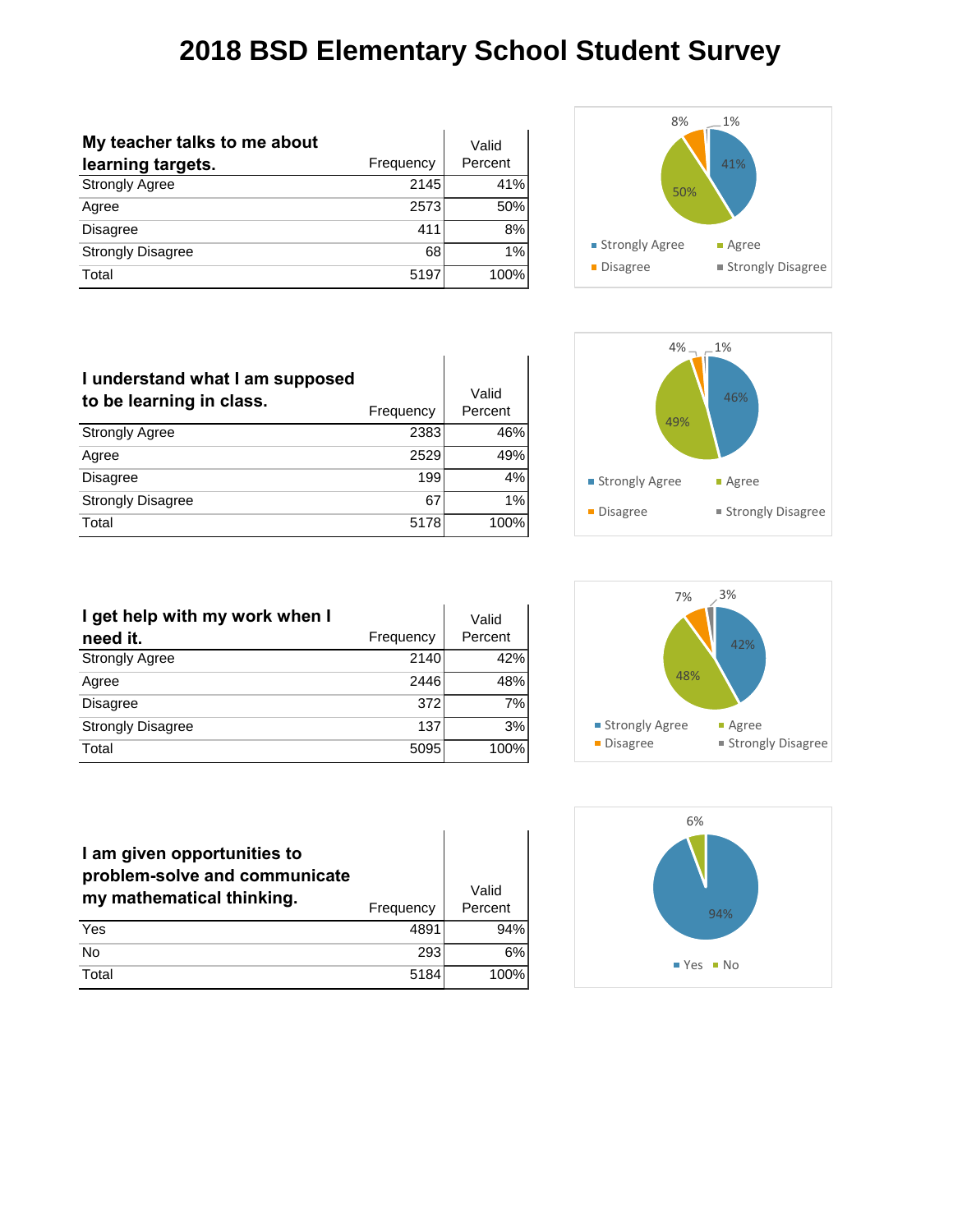# 2018 BSD Elementary School Student Survey

| My teacher talks to me about learning targets. | Frequency | Valid Percent |
|---|---|---|
| Strongly Agree | 2145 | 41% |
| Agree | 2573 | 50% |
| Disagree | 411 | 8% |
| Strongly Disagree | 68 | 1% |
| Total | 5197 | 100% |

| I understand what I am supposed to be learning in class. | Frequency | Valid Percent |
|---|---|---|
| Strongly Agree | 2383 | 46% |
| Agree | 2529 | 49% |
| Disagree | 199 | 4% |
| Strongly Disagree | 67 | 1% |
| Total | 5178 | 100% |

| I get help with my work when I need it. | Frequency | Valid Percent |
|---|---|---|
| Strongly Agree | 2140 | 42% |
| Agree | 2446 | 48% |
| Disagree | 372 | 7% |
| Strongly Disagree | 137 | 3% |
| Total | 5095 | 100% |

| I am given opportunities to problem-solve and communicate my mathematical thinking. | Frequency | Valid Percent |
|---|---|---|
| Yes | 4891 | 94% |
| No | 293 | 6% |
| Total | 5184 | 100% |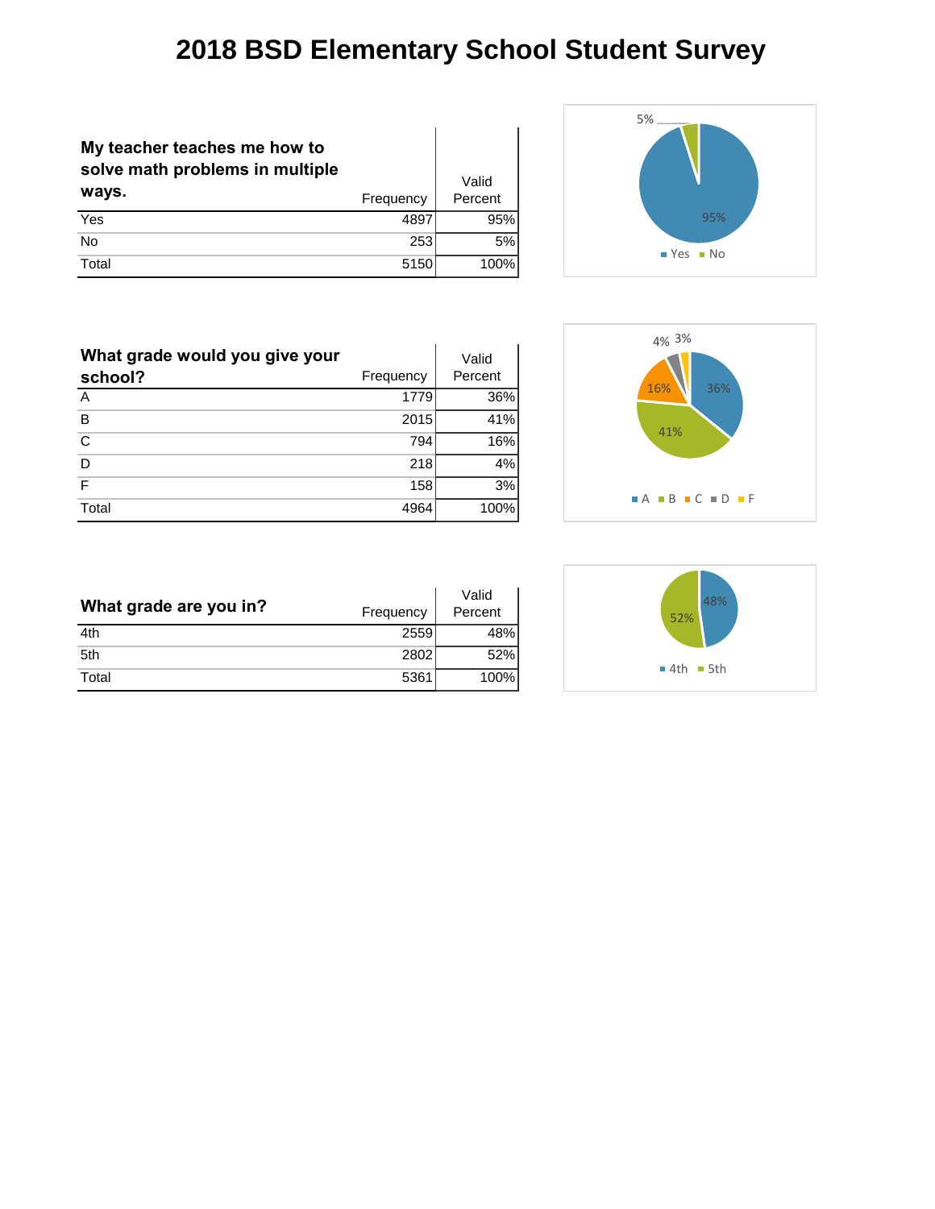# 2018 BSD Elementary School Student Survey

| My teacher teaches me how to solve math problems in multiple ways. | Frequency | Valid Percent |
|---|---|---|
| Yes | 4897 | 95% |
| No | 253 | 5% |
| Total | 5150 | 100% |

5%
95%
Yes No

| What grade would you give your school? | Frequency | Valid Percent |
|---|---|---|
| A | 1779 | 36% |
| B | 2015 | 41% |
| C | 794 | 16% |
| D | 218 | 4% |
| F | 158 | 3% |
| Total | 4964 | 100% |

4% 3%
16%
36%
41%
A B C D F

| What grade are you in? | Frequency | Valid Percent |
|---|---|---|
| 4th | 2559 | 48% |
| 5th | 2802 | 52% |
| Total | 5361 | 100% |

48%
52%
4th 5th